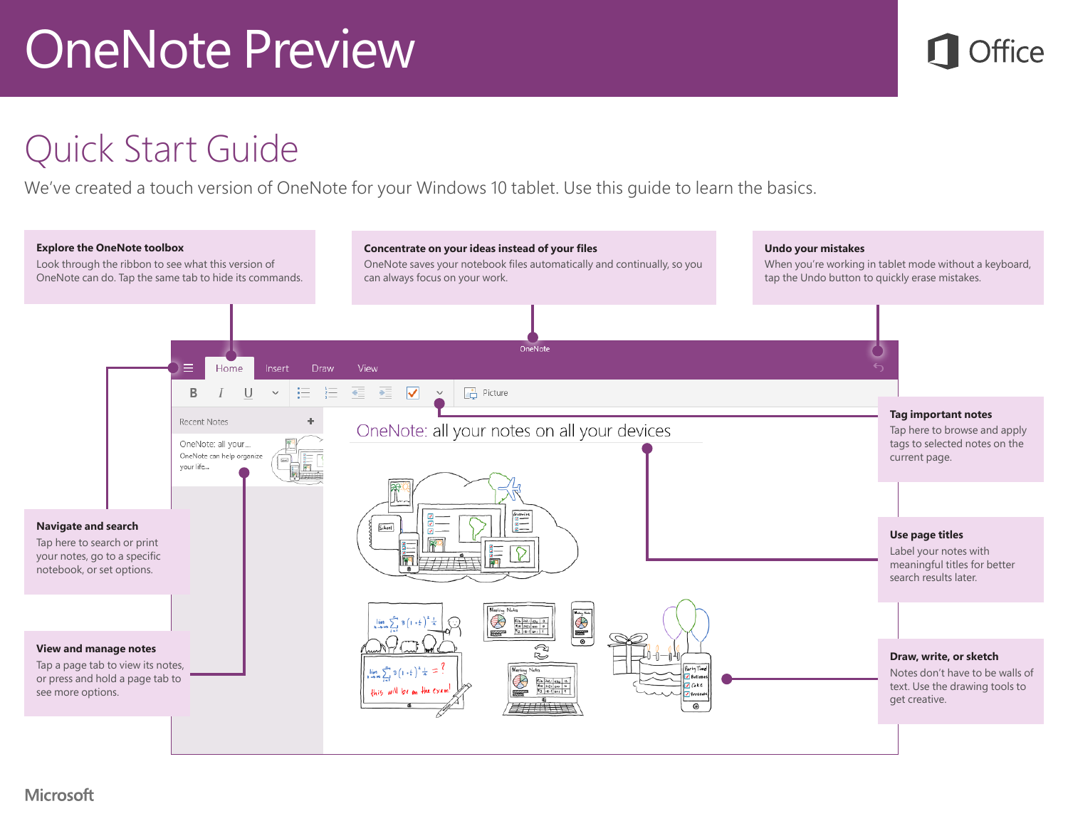# OneNote Preview

Office

## Quick Start Guide

We've created a touch version of OneNote for your Windows 10 tablet. Use this guide to learn the basics.

**Explore the OneNote toolbox**
Look through the ribbon to see what this version of OneNote can do. Tap the same tab to hide its commands.

**Concentrate on your ideas instead of your files**
OneNote saves your notebook files automatically and continually, so you can always focus on your work.

**Undo your mistakes**
When you're working in tablet mode without a keyboard, tap the Undo button to quickly erase mistakes.

**Navigate and search**
Tap here to search or print your notes, go to a specific notebook, or set options.

**View and manage notes**
Tap a page tab to view its notes, or press and hold a page tab to see more options.

**Tag important notes**
Tap here to browse and apply tags to selected notes on the current page.

**Use page titles**
Label your notes with meaningful titles for better search results later.

**Draw, write, or sketch**
Notes don't have to be walls of text. Use the drawing tools to get creative.

Microsoft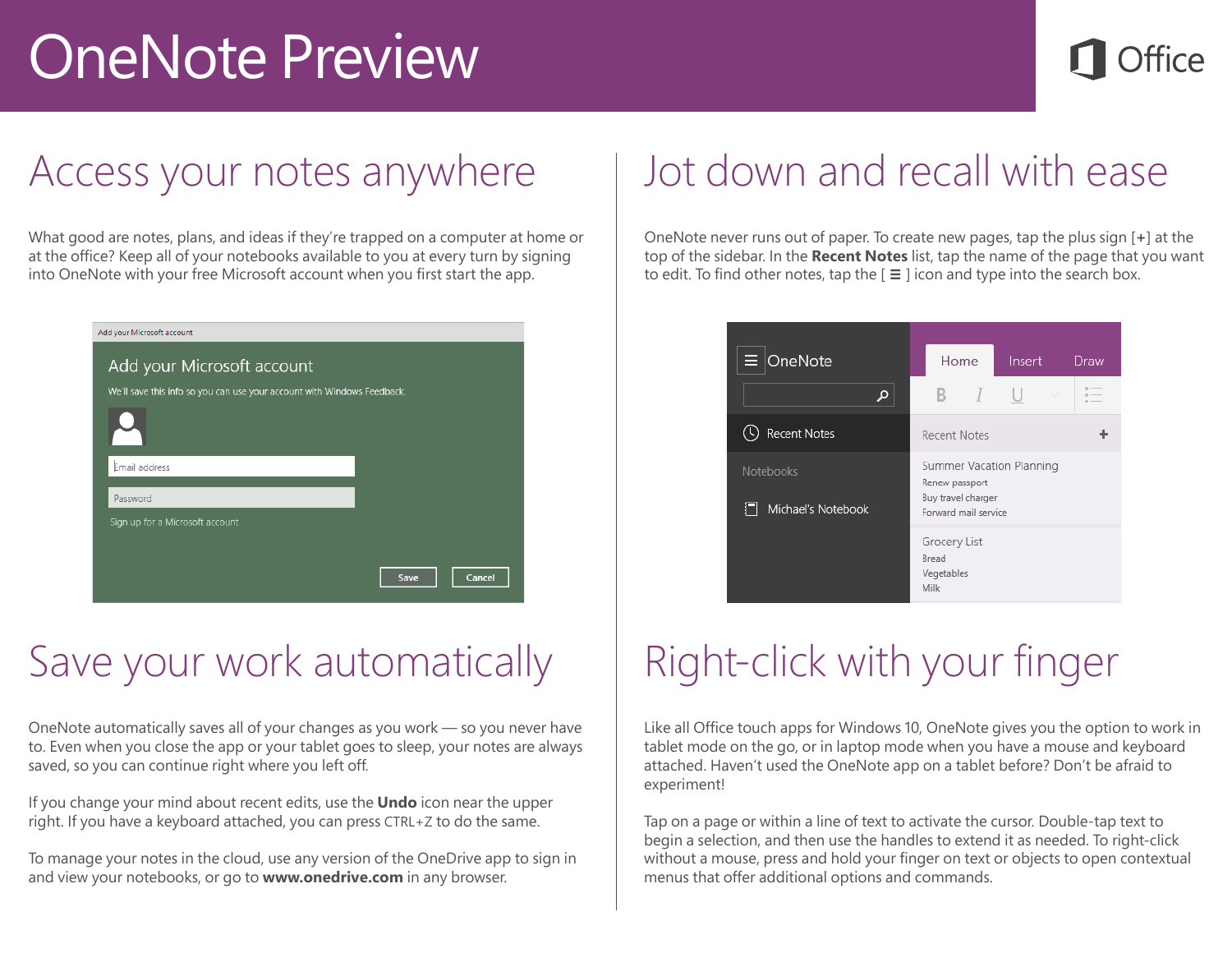# OneNote Preview

## Access your notes anywhere

What good are notes, plans, and ideas if they're trapped on a computer at home or at the office? Keep all of your notebooks available to you at every turn by signing into OneNote with your free Microsoft account when you first start the app.

## Jot down and recall with ease

OneNote never runs out of paper. To create new pages, tap the plus sign [+] at the top of the sidebar. In the **Recent Notes** list, tap the name of the page that you want to edit. To find other notes, tap the [ ≡ ] icon and type into the search box.

## Save your work automatically

OneNote automatically saves all of your changes as you work — so you never have to. Even when you close the app or your tablet goes to sleep, your notes are always saved, so you can continue right where you left off.

If you change your mind about recent edits, use the **Undo** icon near the upper right. If you have a keyboard attached, you can press CTRL+Z to do the same.

To manage your notes in the cloud, use any version of the OneDrive app to sign in and view your notebooks, or go to **www.onedrive.com** in any browser.

## Right-click with your finger

Like all Office touch apps for Windows 10, OneNote gives you the option to work in tablet mode on the go, or in laptop mode when you have a mouse and keyboard attached. Haven't used the OneNote app on a tablet before? Don't be afraid to experiment!

Tap on a page or within a line of text to activate the cursor. Double-tap text to begin a selection, and then use the handles to extend it as needed. To right-click without a mouse, press and hold your finger on text or objects to open contextual menus that offer additional options and commands.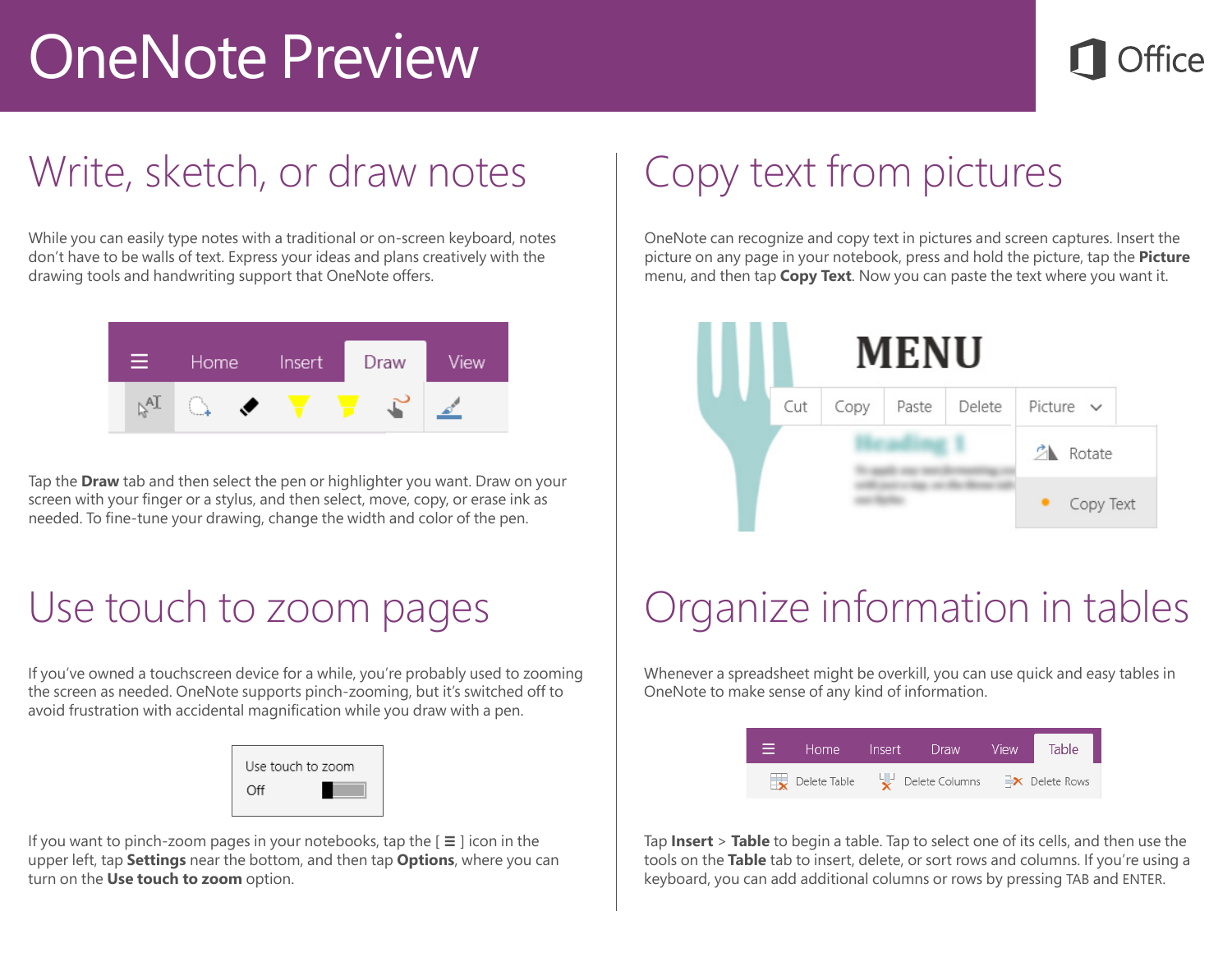# OneNote Preview

## Write, sketch, or draw notes

While you can easily type notes with a traditional or on-screen keyboard, notes don't have to be walls of text. Express your ideas and plans creatively with the drawing tools and handwriting support that OneNote offers.

Tap the **Draw** tab and then select the pen or highlighter you want. Draw on your screen with your finger or a stylus, and then select, move, copy, or erase ink as needed. To fine-tune your drawing, change the width and color of the pen.

## Copy text from pictures

OneNote can recognize and copy text in pictures and screen captures. Insert the picture on any page in your notebook, press and hold the picture, tap the **Picture** menu, and then tap **Copy Text**. Now you can paste the text where you want it.

## Use touch to zoom pages

If you've owned a touchscreen device for a while, you're probably used to zooming the screen as needed. OneNote supports pinch-zooming, but it's switched off to avoid frustration with accidental magnification while you draw with a pen.

If you want to pinch-zoom pages in your notebooks, tap the [ ≡ ] icon in the upper left, tap **Settings** near the bottom, and then tap **Options**, where you can turn on the **Use touch to zoom** option.

## Organize information in tables

Whenever a spreadsheet might be overkill, you can use quick and easy tables in OneNote to make sense of any kind of information.

Tap **Insert** > **Table** to begin a table. Tap to select one of its cells, and then use the tools on the **Table** tab to insert, delete, or sort rows and columns. If you're using a keyboard, you can add additional columns or rows by pressing TAB and ENTER.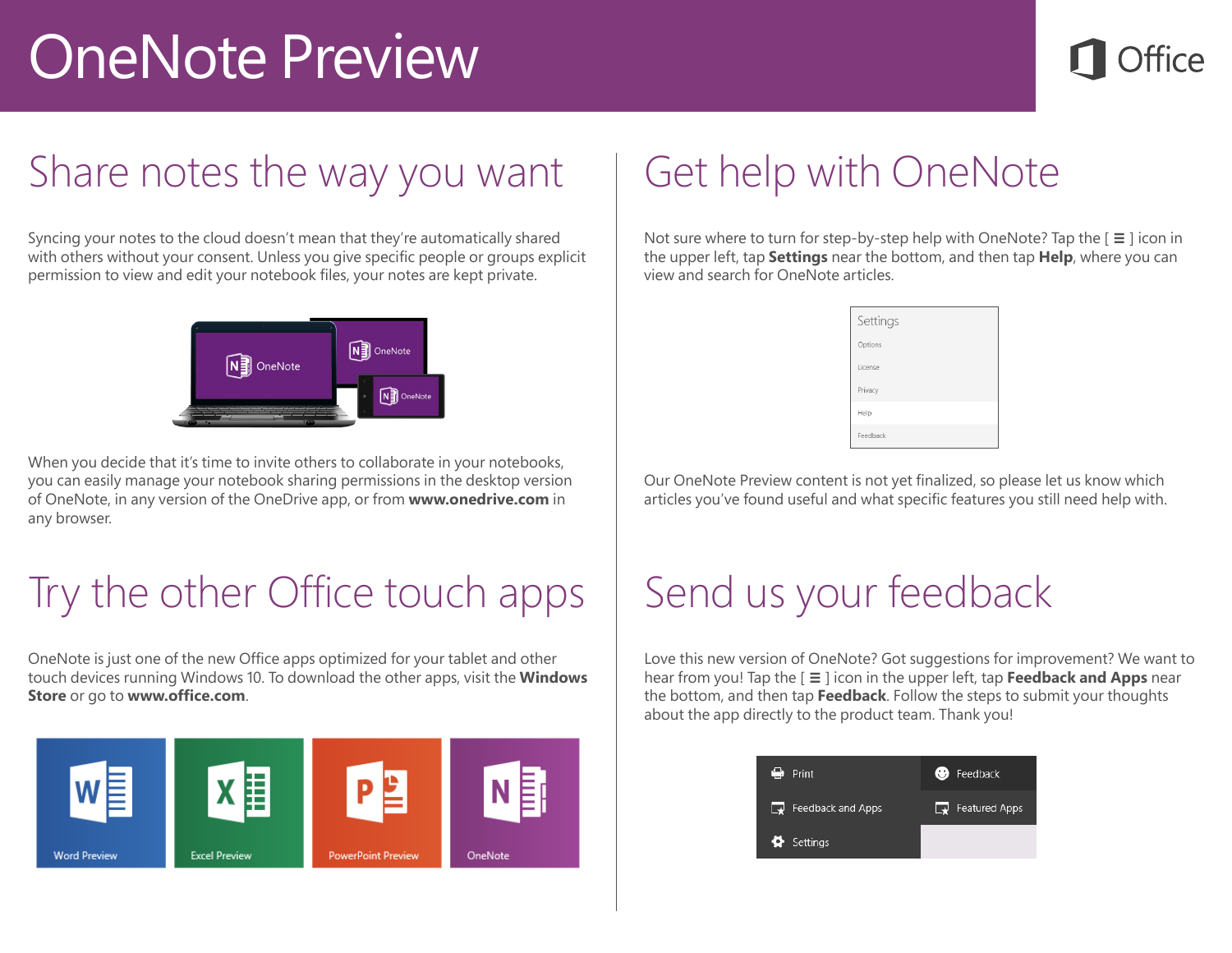# OneNote Preview

Office

## Share notes the way you want

Syncing your notes to the cloud doesn't mean that they're automatically shared with others without your consent. Unless you give specific people or groups explicit permission to view and edit your notebook files, your notes are kept private.

When you decide that it's time to invite others to collaborate in your notebooks, you can easily manage your notebook sharing permissions in the desktop version of OneNote, in any version of the OneDrive app, or from **www.onedrive.com** in any browser.

## Try the other Office touch apps

OneNote is just one of the new Office apps optimized for your tablet and other touch devices running Windows 10. To download the other apps, visit the **Windows Store** or go to **www.office.com**.

Word Preview

Excel Preview

PowerPoint Preview

OneNote

## Get help with OneNote

Not sure where to turn for step-by-step help with OneNote? Tap the [ ≡ ] icon in the upper left, tap **Settings** near the bottom, and then tap **Help**, where you can view and search for OneNote articles.

Settings

Options

License

Privacy

Help

Feedback

Our OneNote Preview content is not yet finalized, so please let us know which articles you've found useful and what specific features you still need help with.

## Send us your feedback

Love this new version of OneNote? Got suggestions for improvement? We want to hear from you! Tap the [ ≡ ] icon in the upper left, tap **Feedback and Apps** near the bottom, and then tap **Feedback**. Follow the steps to submit your thoughts about the app directly to the product team. Thank you!

Print

Feedback and Apps

Settings

Feedback

Featured Apps